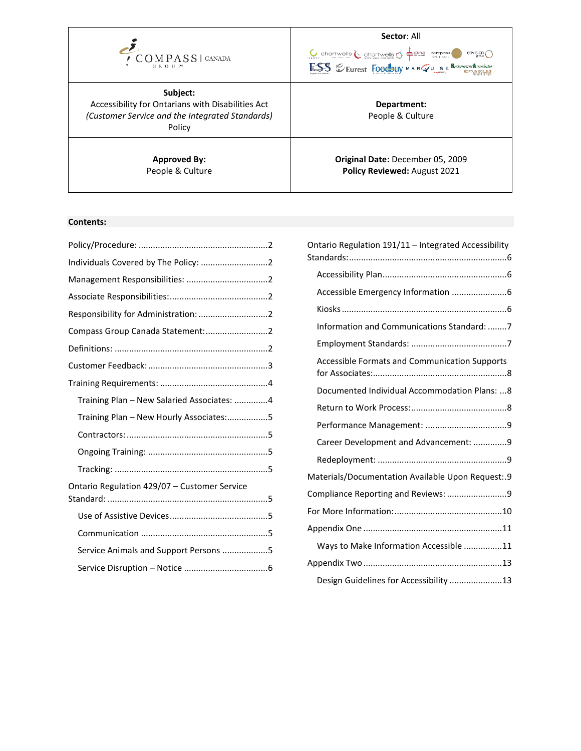| COMPASS GROUP CANADA | **Sector**: All |
| --- | --- |
| **Subject:** Accessibility for Ontarians with Disabilities Act *(Customer Service and the Integrated Standards)* Policy | **Department:** People & Culture |
| **Approved By:** People & Culture | **Original Date:** December 05, 2009 **Policy Reviewed:** August 2021 |

**Contents:**

- Policy/Procedure: ....2
- Individuals Covered by The Policy: ....2
- Management Responsibilities: ....2
- Associate Responsibilities: ....2
- Responsibility for Administration: ....2
- Compass Group Canada Statement: ....2
- Definitions: ....2
- Customer Feedback: ....3
- Training Requirements: ....4
  - Training Plan – New Salaried Associates: ....4
  - Training Plan – New Hourly Associates: ....5
  - Contractors: ....5
  - Ongoing Training: ....5
  - Tracking: ....5
- Ontario Regulation 429/07 – Customer Service Standard: ....5
  - Use of Assistive Devices ....5
  - Communication ....5
  - Service Animals and Support Persons ....5
  - Service Disruption – Notice ....6
- Ontario Regulation 191/11 – Integrated Accessibility Standards: ....6
  - Accessibility Plan ....6
  - Accessible Emergency Information ....6
  - Kiosks ....6
  - Information and Communications Standard: ....7
  - Employment Standards: ....7
  - Accessible Formats and Communication Supports for Associates: ....8
  - Documented Individual Accommodation Plans: ....8
  - Return to Work Process: ....8
  - Performance Management: ....9
  - Career Development and Advancement: ....9
  - Redeployment: ....9
- Materials/Documentation Available Upon Request: ....9
- Compliance Reporting and Reviews: ....9
- For More Information: ....10
- Appendix One ....11
  - Ways to Make Information Accessible ....11
- Appendix Two ....13
  - Design Guidelines for Accessibility ....13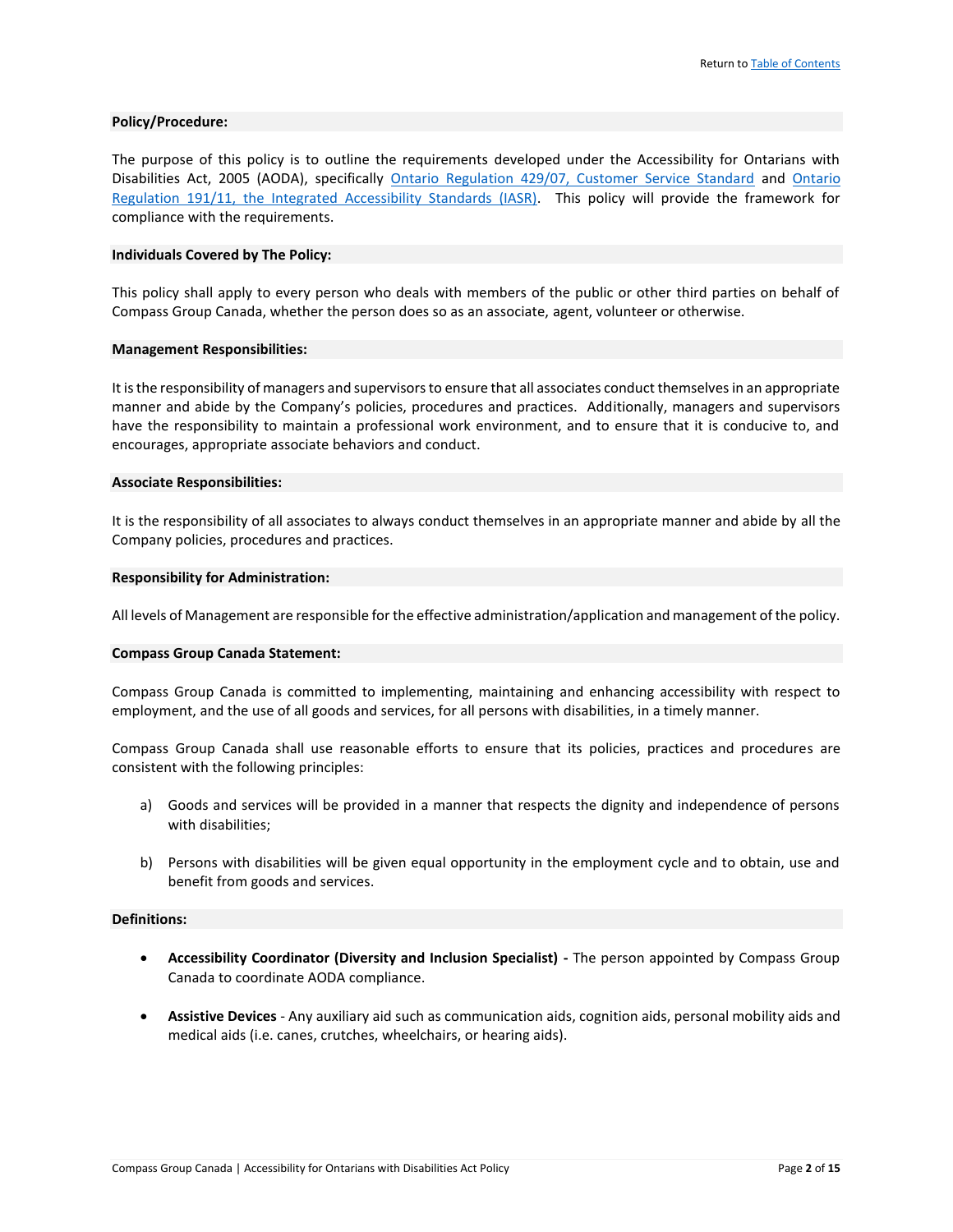### Policy/Procedure:

The purpose of this policy is to outline the requirements developed under the Accessibility for Ontarians with Disabilities Act, 2005 (AODA), specifically Ontario Regulation 429/07, Customer Service Standard and Ontario Regulation 191/11, the Integrated Accessibility Standards (IASR). This policy will provide the framework for compliance with the requirements.

### Individuals Covered by The Policy:

This policy shall apply to every person who deals with members of the public or other third parties on behalf of Compass Group Canada, whether the person does so as an associate, agent, volunteer or otherwise.

### Management Responsibilities:

It is the responsibility of managers and supervisors to ensure that all associates conduct themselves in an appropriate manner and abide by the Company's policies, procedures and practices. Additionally, managers and supervisors have the responsibility to maintain a professional work environment, and to ensure that it is conducive to, and encourages, appropriate associate behaviors and conduct.

### Associate Responsibilities:

It is the responsibility of all associates to always conduct themselves in an appropriate manner and abide by all the Company policies, procedures and practices.

### Responsibility for Administration:

All levels of Management are responsible for the effective administration/application and management of the policy.

### Compass Group Canada Statement:

Compass Group Canada is committed to implementing, maintaining and enhancing accessibility with respect to employment, and the use of all goods and services, for all persons with disabilities, in a timely manner.

Compass Group Canada shall use reasonable efforts to ensure that its policies, practices and procedures are consistent with the following principles:

a) Goods and services will be provided in a manner that respects the dignity and independence of persons with disabilities;

b) Persons with disabilities will be given equal opportunity in the employment cycle and to obtain, use and benefit from goods and services.

### Definitions:

- **Accessibility Coordinator (Diversity and Inclusion Specialist) -** The person appointed by Compass Group Canada to coordinate AODA compliance.

- **Assistive Devices** - Any auxiliary aid such as communication aids, cognition aids, personal mobility aids and medical aids (i.e. canes, crutches, wheelchairs, or hearing aids).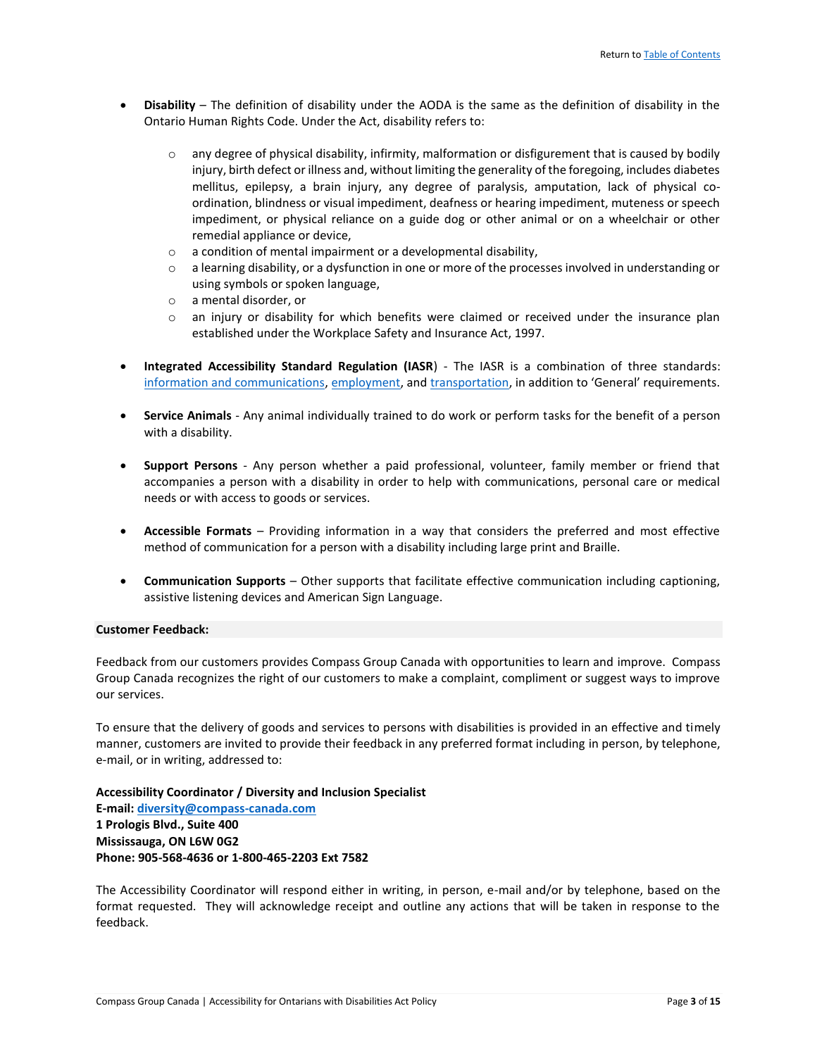- **Disability** – The definition of disability under the AODA is the same as the definition of disability in the Ontario Human Rights Code. Under the Act, disability refers to:
  - any degree of physical disability, infirmity, malformation or disfigurement that is caused by bodily injury, birth defect or illness and, without limiting the generality of the foregoing, includes diabetes mellitus, epilepsy, a brain injury, any degree of paralysis, amputation, lack of physical co-ordination, blindness or visual impediment, deafness or hearing impediment, muteness or speech impediment, or physical reliance on a guide dog or other animal or on a wheelchair or other remedial appliance or device,
  - a condition of mental impairment or a developmental disability,
  - a learning disability, or a dysfunction in one or more of the processes involved in understanding or using symbols or spoken language,
  - a mental disorder, or
  - an injury or disability for which benefits were claimed or received under the insurance plan established under the Workplace Safety and Insurance Act, 1997.

- **Integrated Accessibility Standard Regulation (IASR**) - The IASR is a combination of three standards: information and communications, employment, and transportation, in addition to 'General' requirements.

- **Service Animals** - Any animal individually trained to do work or perform tasks for the benefit of a person with a disability.

- **Support Persons** - Any person whether a paid professional, volunteer, family member or friend that accompanies a person with a disability in order to help with communications, personal care or medical needs or with access to goods or services.

- **Accessible Formats** – Providing information in a way that considers the preferred and most effective method of communication for a person with a disability including large print and Braille.

- **Communication Supports** – Other supports that facilitate effective communication including captioning, assistive listening devices and American Sign Language.

**Customer Feedback:**

Feedback from our customers provides Compass Group Canada with opportunities to learn and improve. Compass Group Canada recognizes the right of our customers to make a complaint, compliment or suggest ways to improve our services.

To ensure that the delivery of goods and services to persons with disabilities is provided in an effective and timely manner, customers are invited to provide their feedback in any preferred format including in person, by telephone, e-mail, or in writing, addressed to:

**Accessibility Coordinator / Diversity and Inclusion Specialist**
**E-mail: diversity@compass-canada.com**
**1 Prologis Blvd., Suite 400**
**Mississauga, ON L6W 0G2**
**Phone: 905-568-4636 or 1-800-465-2203 Ext 7582**

The Accessibility Coordinator will respond either in writing, in person, e-mail and/or by telephone, based on the format requested. They will acknowledge receipt and outline any actions that will be taken in response to the feedback.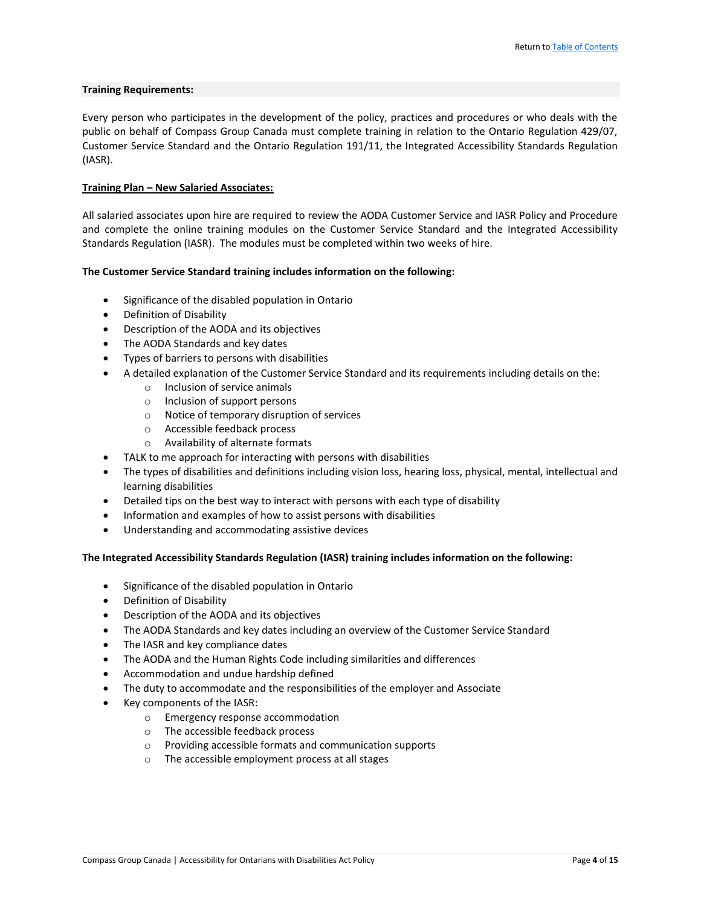**Training Requirements:**

Every person who participates in the development of the policy, practices and procedures or who deals with the public on behalf of Compass Group Canada must complete training in relation to the Ontario Regulation 429/07, Customer Service Standard and the Ontario Regulation 191/11, the Integrated Accessibility Standards Regulation (IASR).

**Training Plan – New Salaried Associates:**

All salaried associates upon hire are required to review the AODA Customer Service and IASR Policy and Procedure and complete the online training modules on the Customer Service Standard and the Integrated Accessibility Standards Regulation (IASR). The modules must be completed within two weeks of hire.

**The Customer Service Standard training includes information on the following:**

- Significance of the disabled population in Ontario
- Definition of Disability
- Description of the AODA and its objectives
- The AODA Standards and key dates
- Types of barriers to persons with disabilities
- A detailed explanation of the Customer Service Standard and its requirements including details on the:
    - Inclusion of service animals
    - Inclusion of support persons
    - Notice of temporary disruption of services
    - Accessible feedback process
    - Availability of alternate formats
- TALK to me approach for interacting with persons with disabilities
- The types of disabilities and definitions including vision loss, hearing loss, physical, mental, intellectual and learning disabilities
- Detailed tips on the best way to interact with persons with each type of disability
- Information and examples of how to assist persons with disabilities
- Understanding and accommodating assistive devices

**The Integrated Accessibility Standards Regulation (IASR) training includes information on the following:**

- Significance of the disabled population in Ontario
- Definition of Disability
- Description of the AODA and its objectives
- The AODA Standards and key dates including an overview of the Customer Service Standard
- The IASR and key compliance dates
- The AODA and the Human Rights Code including similarities and differences
- Accommodation and undue hardship defined
- The duty to accommodate and the responsibilities of the employer and Associate
- Key components of the IASR:
    - Emergency response accommodation
    - The accessible feedback process
    - Providing accessible formats and communication supports
    - The accessible employment process at all stages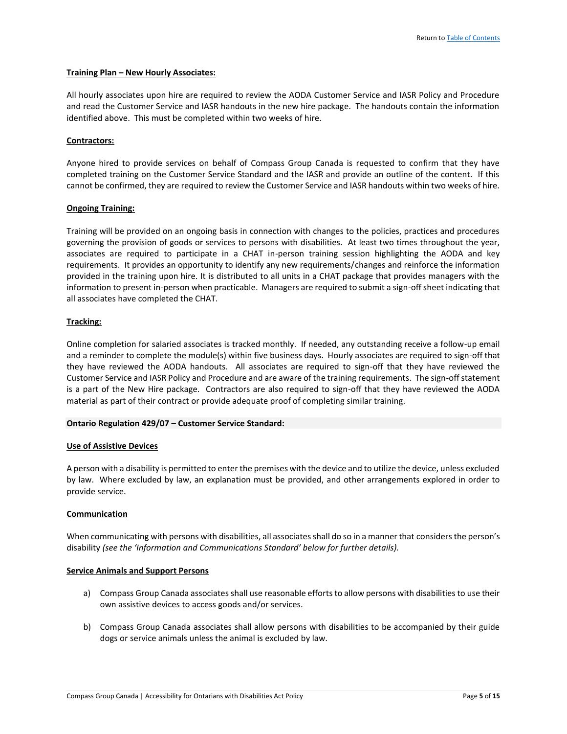**Training Plan – New Hourly Associates:**

All hourly associates upon hire are required to review the AODA Customer Service and IASR Policy and Procedure and read the Customer Service and IASR handouts in the new hire package. The handouts contain the information identified above. This must be completed within two weeks of hire.

**Contractors:**

Anyone hired to provide services on behalf of Compass Group Canada is requested to confirm that they have completed training on the Customer Service Standard and the IASR and provide an outline of the content. If this cannot be confirmed, they are required to review the Customer Service and IASR handouts within two weeks of hire.

**Ongoing Training:**

Training will be provided on an ongoing basis in connection with changes to the policies, practices and procedures governing the provision of goods or services to persons with disabilities. At least two times throughout the year, associates are required to participate in a CHAT in-person training session highlighting the AODA and key requirements. It provides an opportunity to identify any new requirements/changes and reinforce the information provided in the training upon hire. It is distributed to all units in a CHAT package that provides managers with the information to present in-person when practicable. Managers are required to submit a sign-off sheet indicating that all associates have completed the CHAT.

**Tracking:**

Online completion for salaried associates is tracked monthly. If needed, any outstanding receive a follow-up email and a reminder to complete the module(s) within five business days. Hourly associates are required to sign-off that they have reviewed the AODA handouts. All associates are required to sign-off that they have reviewed the Customer Service and IASR Policy and Procedure and are aware of the training requirements. The sign-off statement is a part of the New Hire package. Contractors are also required to sign-off that they have reviewed the AODA material as part of their contract or provide adequate proof of completing similar training.

## Ontario Regulation 429/07 – Customer Service Standard:

**Use of Assistive Devices**

A person with a disability is permitted to enter the premises with the device and to utilize the device, unless excluded by law. Where excluded by law, an explanation must be provided, and other arrangements explored in order to provide service.

**Communication**

When communicating with persons with disabilities, all associates shall do so in a manner that considers the person's disability *(see the 'Information and Communications Standard' below for further details).*

**Service Animals and Support Persons**

a) Compass Group Canada associates shall use reasonable efforts to allow persons with disabilities to use their own assistive devices to access goods and/or services.

b) Compass Group Canada associates shall allow persons with disabilities to be accompanied by their guide dogs or service animals unless the animal is excluded by law.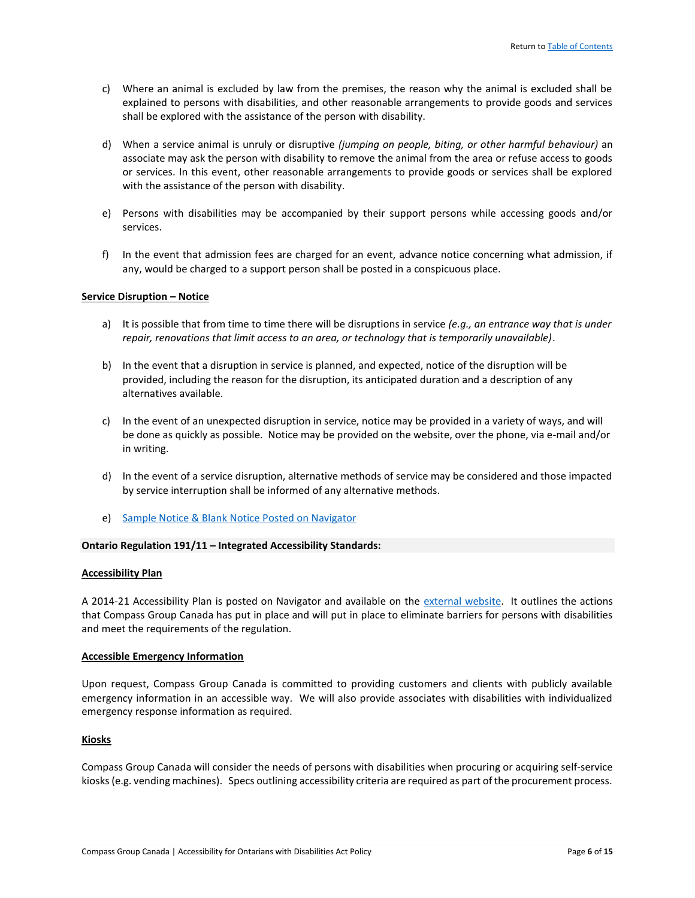c) Where an animal is excluded by law from the premises, the reason why the animal is excluded shall be explained to persons with disabilities, and other reasonable arrangements to provide goods and services shall be explored with the assistance of the person with disability.

d) When a service animal is unruly or disruptive *(jumping on people, biting, or other harmful behaviour)* an associate may ask the person with disability to remove the animal from the area or refuse access to goods or services. In this event, other reasonable arrangements to provide goods or services shall be explored with the assistance of the person with disability.

e) Persons with disabilities may be accompanied by their support persons while accessing goods and/or services.

f) In the event that admission fees are charged for an event, advance notice concerning what admission, if any, would be charged to a support person shall be posted in a conspicuous place.

**Service Disruption – Notice**

a) It is possible that from time to time there will be disruptions in service *(e.g., an entrance way that is under repair, renovations that limit access to an area, or technology that is temporarily unavailable)*.

b) In the event that a disruption in service is planned, and expected, notice of the disruption will be provided, including the reason for the disruption, its anticipated duration and a description of any alternatives available.

c) In the event of an unexpected disruption in service, notice may be provided in a variety of ways, and will be done as quickly as possible. Notice may be provided on the website, over the phone, via e-mail and/or in writing.

d) In the event of a service disruption, alternative methods of service may be considered and those impacted by service interruption shall be informed of any alternative methods.

e) Sample Notice & Blank Notice Posted on Navigator

## Ontario Regulation 191/11 – Integrated Accessibility Standards:

**Accessibility Plan**

A 2014-21 Accessibility Plan is posted on Navigator and available on the external website. It outlines the actions that Compass Group Canada has put in place and will put in place to eliminate barriers for persons with disabilities and meet the requirements of the regulation.

**Accessible Emergency Information**

Upon request, Compass Group Canada is committed to providing customers and clients with publicly available emergency information in an accessible way. We will also provide associates with disabilities with individualized emergency response information as required.

**Kiosks**

Compass Group Canada will consider the needs of persons with disabilities when procuring or acquiring self-service kiosks (e.g. vending machines). Specs outlining accessibility criteria are required as part of the procurement process.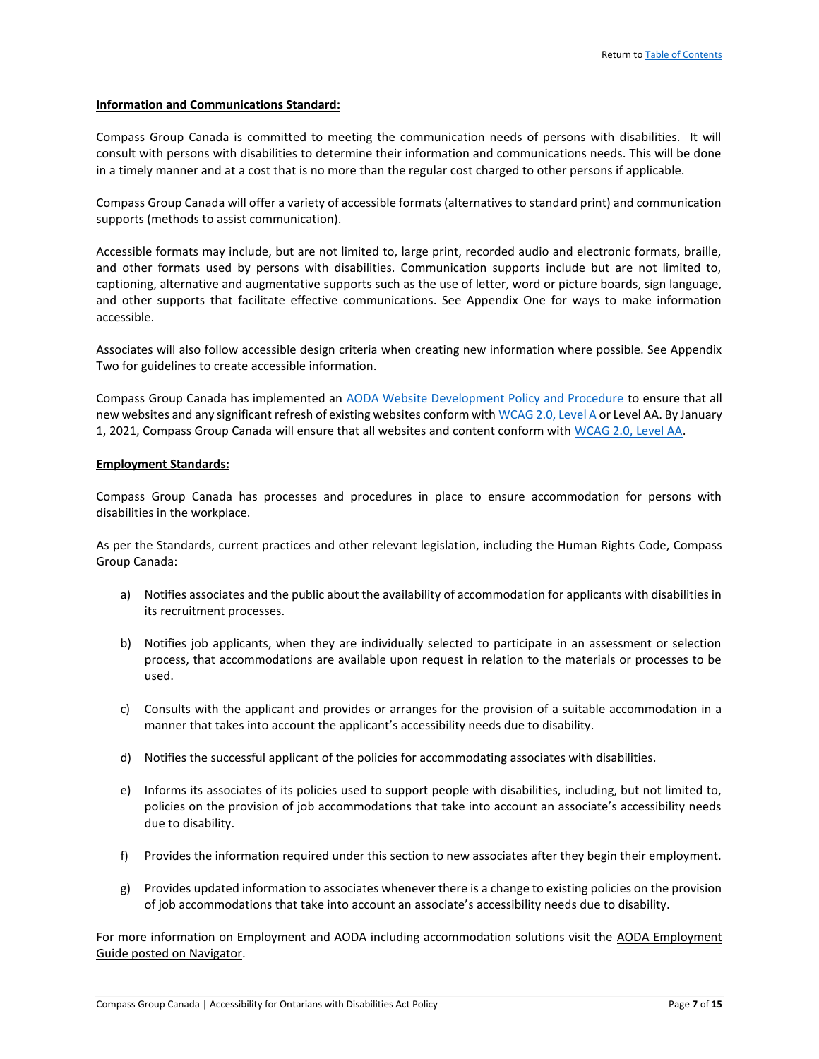**Information and Communications Standard:**

Compass Group Canada is committed to meeting the communication needs of persons with disabilities. It will consult with persons with disabilities to determine their information and communications needs. This will be done in a timely manner and at a cost that is no more than the regular cost charged to other persons if applicable.

Compass Group Canada will offer a variety of accessible formats (alternatives to standard print) and communication supports (methods to assist communication).

Accessible formats may include, but are not limited to, large print, recorded audio and electronic formats, braille, and other formats used by persons with disabilities. Communication supports include but are not limited to, captioning, alternative and augmentative supports such as the use of letter, word or picture boards, sign language, and other supports that facilitate effective communications. See Appendix One for ways to make information accessible.

Associates will also follow accessible design criteria when creating new information where possible. See Appendix Two for guidelines to create accessible information.

Compass Group Canada has implemented an AODA Website Development Policy and Procedure to ensure that all new websites and any significant refresh of existing websites conform with WCAG 2.0, Level A or Level AA. By January 1, 2021, Compass Group Canada will ensure that all websites and content conform with WCAG 2.0, Level AA.

**Employment Standards:**

Compass Group Canada has processes and procedures in place to ensure accommodation for persons with disabilities in the workplace.

As per the Standards, current practices and other relevant legislation, including the Human Rights Code, Compass Group Canada:

a) Notifies associates and the public about the availability of accommodation for applicants with disabilities in its recruitment processes.

b) Notifies job applicants, when they are individually selected to participate in an assessment or selection process, that accommodations are available upon request in relation to the materials or processes to be used.

c) Consults with the applicant and provides or arranges for the provision of a suitable accommodation in a manner that takes into account the applicant's accessibility needs due to disability.

d) Notifies the successful applicant of the policies for accommodating associates with disabilities.

e) Informs its associates of its policies used to support people with disabilities, including, but not limited to, policies on the provision of job accommodations that take into account an associate's accessibility needs due to disability.

f) Provides the information required under this section to new associates after they begin their employment.

g) Provides updated information to associates whenever there is a change to existing policies on the provision of job accommodations that take into account an associate's accessibility needs due to disability.

For more information on Employment and AODA including accommodation solutions visit the AODA Employment Guide posted on Navigator.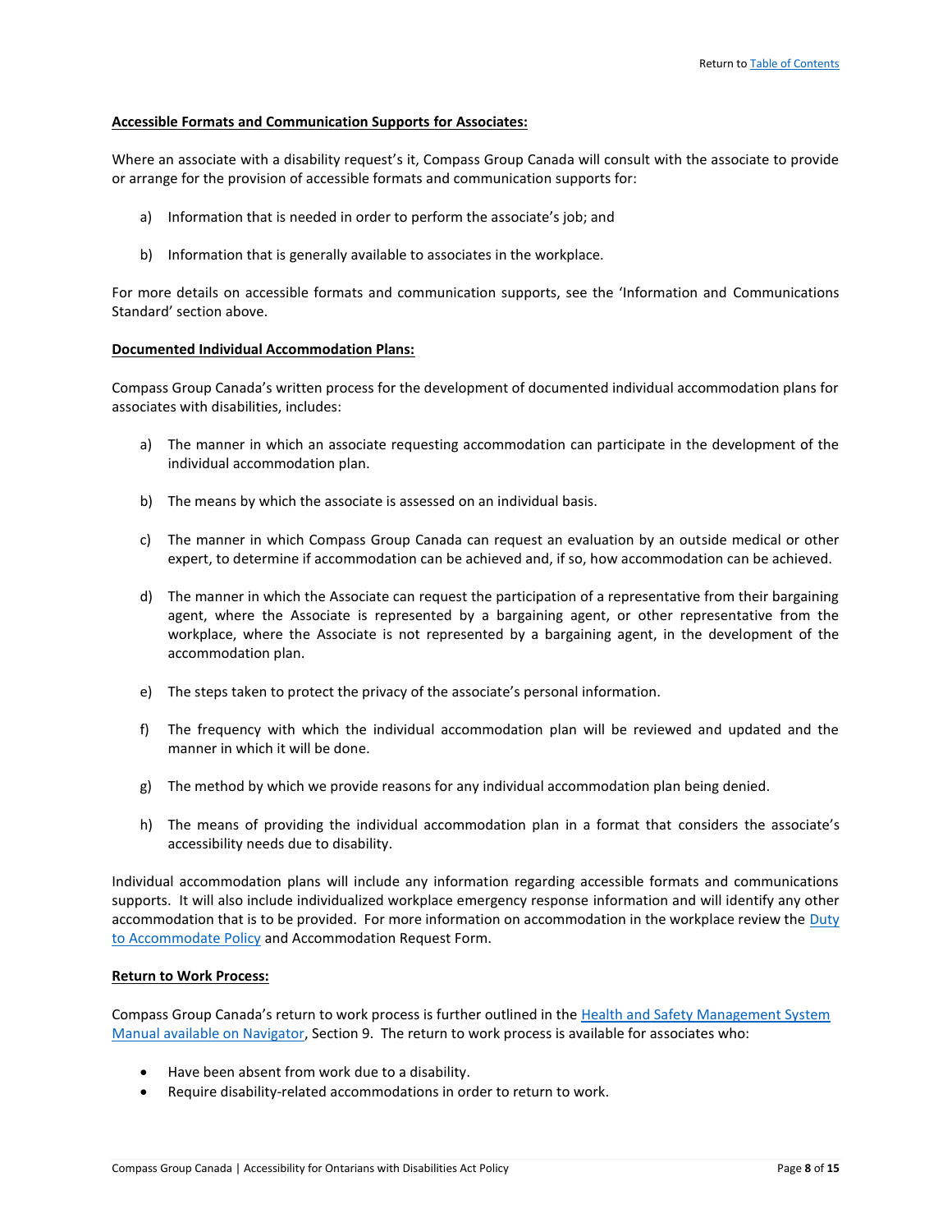**Accessible Formats and Communication Supports for Associates:**

Where an associate with a disability request's it, Compass Group Canada will consult with the associate to provide or arrange for the provision of accessible formats and communication supports for:

a) Information that is needed in order to perform the associate's job; and

b) Information that is generally available to associates in the workplace.

For more details on accessible formats and communication supports, see the 'Information and Communications Standard' section above.

**Documented Individual Accommodation Plans:**

Compass Group Canada's written process for the development of documented individual accommodation plans for associates with disabilities, includes:

a) The manner in which an associate requesting accommodation can participate in the development of the individual accommodation plan.

b) The means by which the associate is assessed on an individual basis.

c) The manner in which Compass Group Canada can request an evaluation by an outside medical or other expert, to determine if accommodation can be achieved and, if so, how accommodation can be achieved.

d) The manner in which the Associate can request the participation of a representative from their bargaining agent, where the Associate is represented by a bargaining agent, or other representative from the workplace, where the Associate is not represented by a bargaining agent, in the development of the accommodation plan.

e) The steps taken to protect the privacy of the associate's personal information.

f) The frequency with which the individual accommodation plan will be reviewed and updated and the manner in which it will be done.

g) The method by which we provide reasons for any individual accommodation plan being denied.

h) The means of providing the individual accommodation plan in a format that considers the associate's accessibility needs due to disability.

Individual accommodation plans will include any information regarding accessible formats and communications supports. It will also include individualized workplace emergency response information and will identify any other accommodation that is to be provided. For more information on accommodation in the workplace review the Duty to Accommodate Policy and Accommodation Request Form.

**Return to Work Process:**

Compass Group Canada's return to work process is further outlined in the Health and Safety Management System Manual available on Navigator, Section 9. The return to work process is available for associates who:

- Have been absent from work due to a disability.
- Require disability-related accommodations in order to return to work.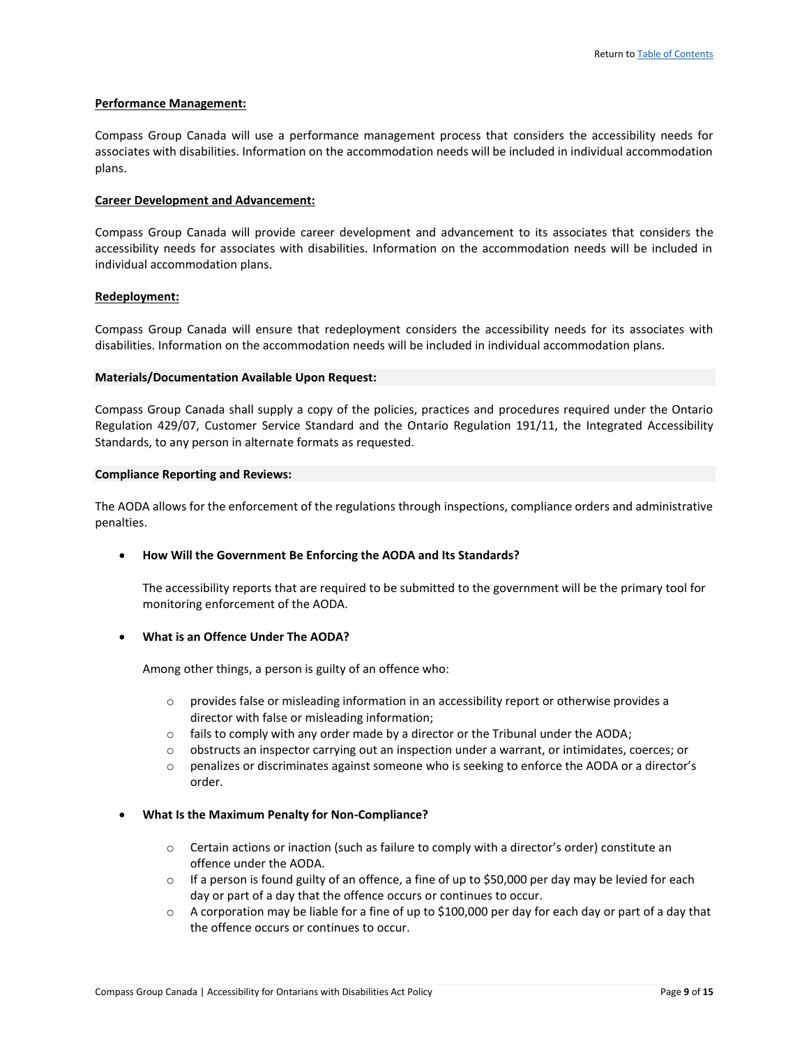**Performance Management:**

Compass Group Canada will use a performance management process that considers the accessibility needs for associates with disabilities. Information on the accommodation needs will be included in individual accommodation plans.

**Career Development and Advancement:**

Compass Group Canada will provide career development and advancement to its associates that considers the accessibility needs for associates with disabilities. Information on the accommodation needs will be included in individual accommodation plans.

**Redeployment:**

Compass Group Canada will ensure that redeployment considers the accessibility needs for its associates with disabilities. Information on the accommodation needs will be included in individual accommodation plans.

**Materials/Documentation Available Upon Request:**

Compass Group Canada shall supply a copy of the policies, practices and procedures required under the Ontario Regulation 429/07, Customer Service Standard and the Ontario Regulation 191/11, the Integrated Accessibility Standards, to any person in alternate formats as requested.

**Compliance Reporting and Reviews:**

The AODA allows for the enforcement of the regulations through inspections, compliance orders and administrative penalties.

- **How Will the Government Be Enforcing the AODA and Its Standards?**

  The accessibility reports that are required to be submitted to the government will be the primary tool for monitoring enforcement of the AODA.

- **What is an Offence Under The AODA?**

  Among other things, a person is guilty of an offence who:

  - provides false or misleading information in an accessibility report or otherwise provides a director with false or misleading information;
  - fails to comply with any order made by a director or the Tribunal under the AODA;
  - obstructs an inspector carrying out an inspection under a warrant, or intimidates, coerces; or
  - penalizes or discriminates against someone who is seeking to enforce the AODA or a director's order.

- **What Is the Maximum Penalty for Non-Compliance?**

  - Certain actions or inaction (such as failure to comply with a director's order) constitute an offence under the AODA.
  - If a person is found guilty of an offence, a fine of up to $50,000 per day may be levied for each day or part of a day that the offence occurs or continues to occur.
  - A corporation may be liable for a fine of up to $100,000 per day for each day or part of a day that the offence occurs or continues to occur.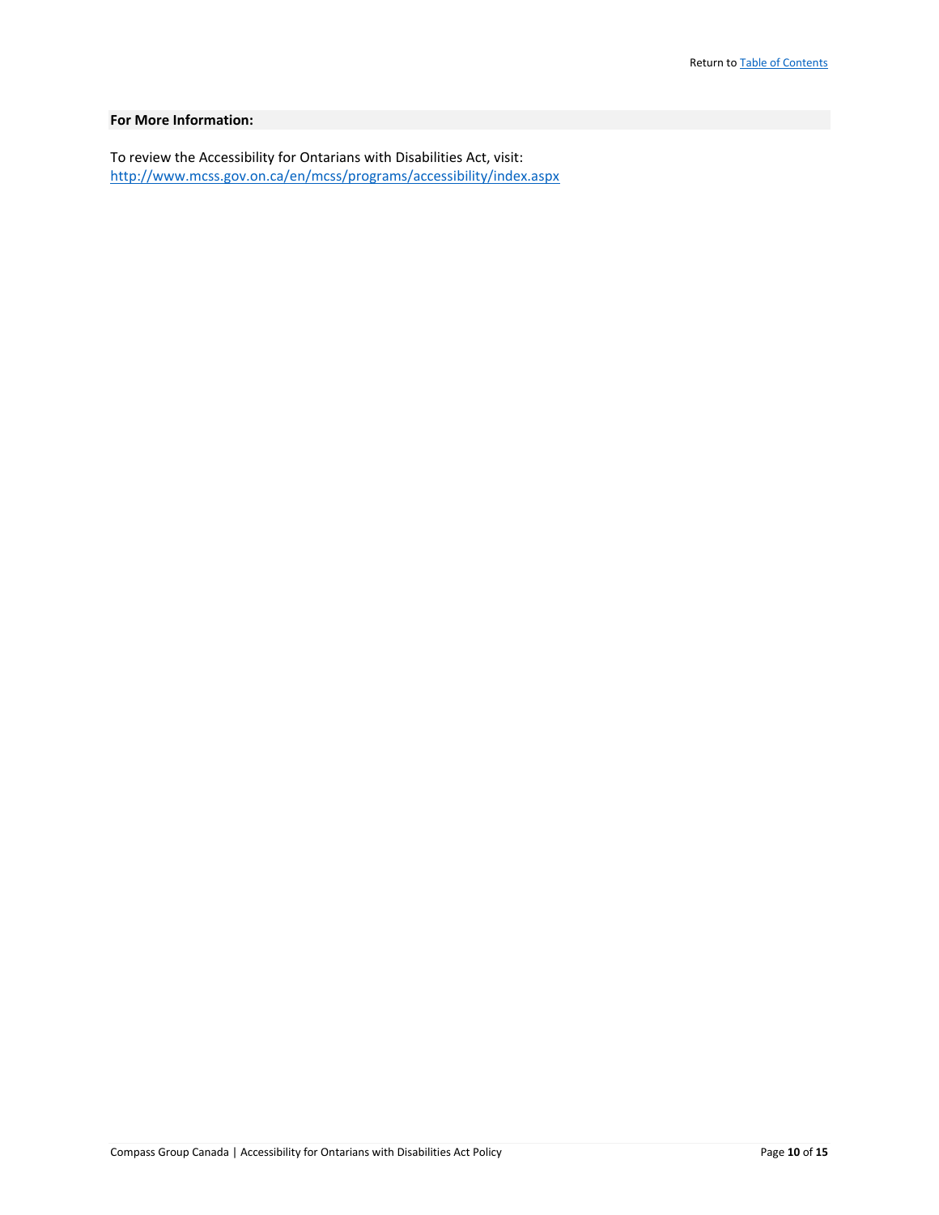**For More Information:**

To review the Accessibility for Ontarians with Disabilities Act, visit:
http://www.mcss.gov.on.ca/en/mcss/programs/accessibility/index.aspx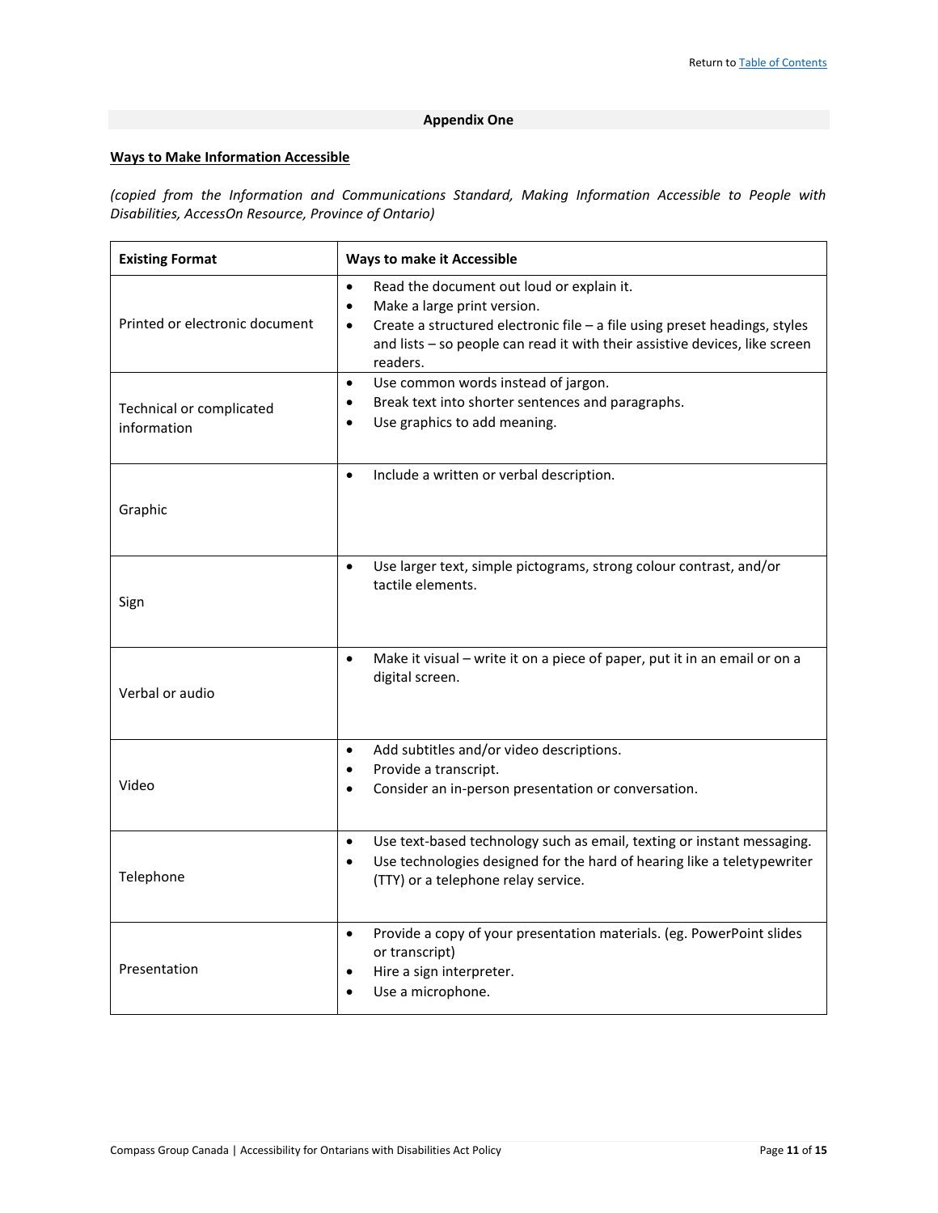Return to [Table of Contents](#)

## Appendix One

**Ways to Make Information Accessible**

*(copied from the Information and Communications Standard, Making Information Accessible to People with Disabilities, AccessOn Resource, Province of Ontario)*

| Existing Format | Ways to make it Accessible |
| --- | --- |
| Printed or electronic document | • Read the document out loud or explain it.<br>• Make a large print version.<br>• Create a structured electronic file – a file using preset headings, styles and lists – so people can read it with their assistive devices, like screen readers. |
| Technical or complicated information | • Use common words instead of jargon.<br>• Break text into shorter sentences and paragraphs.<br>• Use graphics to add meaning. |
| Graphic | • Include a written or verbal description. |
| Sign | • Use larger text, simple pictograms, strong colour contrast, and/or tactile elements. |
| Verbal or audio | • Make it visual – write it on a piece of paper, put it in an email or on a digital screen. |
| Video | • Add subtitles and/or video descriptions.<br>• Provide a transcript.<br>• Consider an in-person presentation or conversation. |
| Telephone | • Use text-based technology such as email, texting or instant messaging.<br>• Use technologies designed for the hard of hearing like a teletypewriter (TTY) or a telephone relay service. |
| Presentation | • Provide a copy of your presentation materials. (eg. PowerPoint slides or transcript)<br>• Hire a sign interpreter.<br>• Use a microphone. |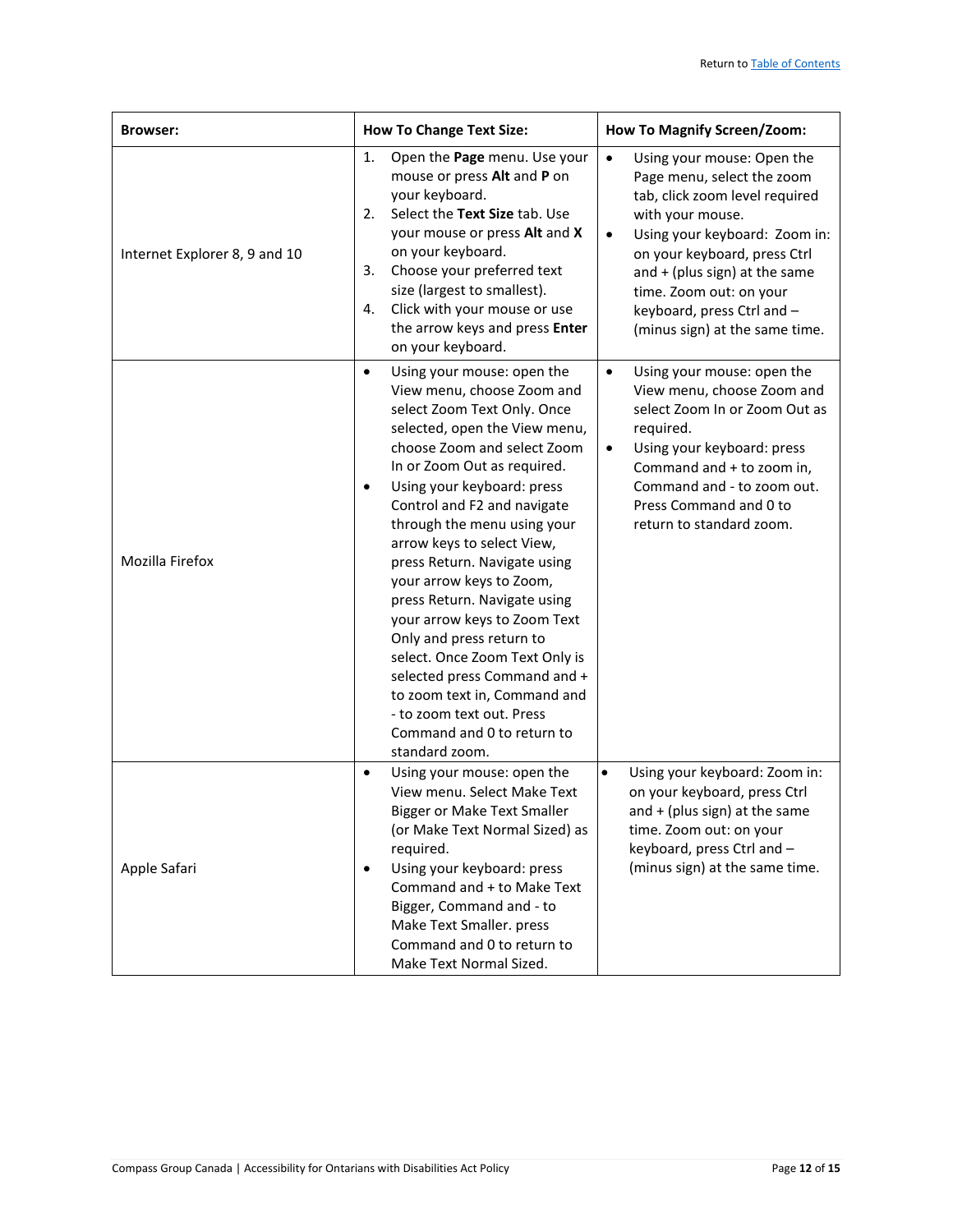| Browser: | How To Change Text Size: | How To Magnify Screen/Zoom: |
|---|---|---|
| Internet Explorer 8, 9 and 10 | 1. Open the **Page** menu. Use your mouse or press **Alt** and **P** on your keyboard.<br>2. Select the **Text Size** tab. Use your mouse or press **Alt** and **X** on your keyboard.<br>3. Choose your preferred text size (largest to smallest).<br>4. Click with your mouse or use the arrow keys and press **Enter** on your keyboard. | • Using your mouse: Open the Page menu, select the zoom tab, click zoom level required with your mouse.<br>• Using your keyboard: Zoom in: on your keyboard, press Ctrl and + (plus sign) at the same time. Zoom out: on your keyboard, press Ctrl and – (minus sign) at the same time. |
| Mozilla Firefox | • Using your mouse: open the View menu, choose Zoom and select Zoom Text Only. Once selected, open the View menu, choose Zoom and select Zoom In or Zoom Out as required.<br>• Using your keyboard: press Control and F2 and navigate through the menu using your arrow keys to select View, press Return. Navigate using your arrow keys to Zoom, press Return. Navigate using your arrow keys to Zoom Text Only and press return to select. Once Zoom Text Only is selected press Command and + to zoom text in, Command and - to zoom text out. Press Command and 0 to return to standard zoom. | • Using your mouse: open the View menu, choose Zoom and select Zoom In or Zoom Out as required.<br>• Using your keyboard: press Command and + to zoom in, Command and - to zoom out. Press Command and 0 to return to standard zoom. |
| Apple Safari | • Using your mouse: open the View menu. Select Make Text Bigger or Make Text Smaller (or Make Text Normal Sized) as required.<br>• Using your keyboard: press Command and + to Make Text Bigger, Command and - to Make Text Smaller. press Command and 0 to return to Make Text Normal Sized. | • Using your keyboard: Zoom in: on your keyboard, press Ctrl and + (plus sign) at the same time. Zoom out: on your keyboard, press Ctrl and – (minus sign) at the same time. |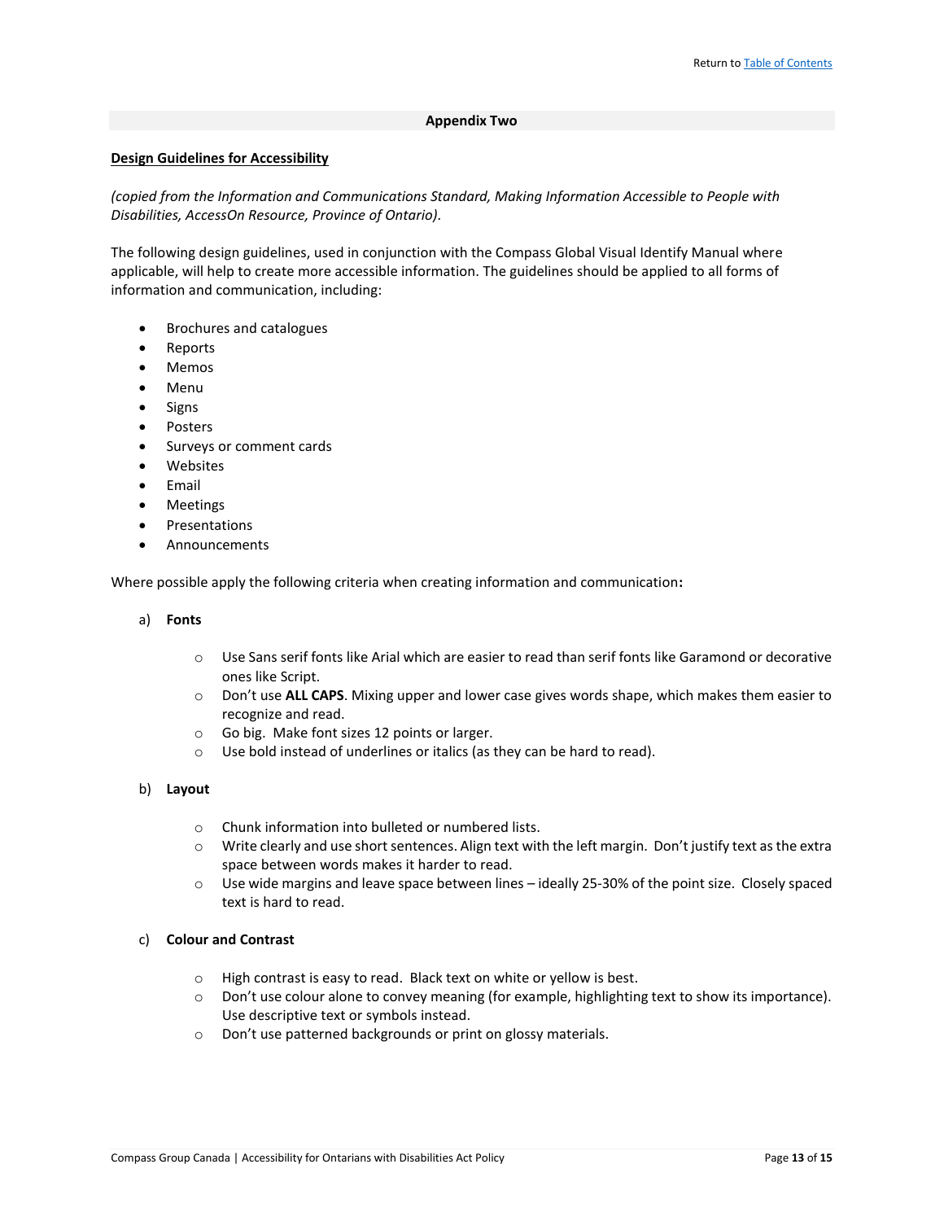## Appendix Two

**Design Guidelines for Accessibility**

*(copied from the Information and Communications Standard, Making Information Accessible to People with Disabilities, AccessOn Resource, Province of Ontario).*

The following design guidelines, used in conjunction with the Compass Global Visual Identify Manual where applicable, will help to create more accessible information. The guidelines should be applied to all forms of information and communication, including:

- Brochures and catalogues
- Reports
- Memos
- Menu
- Signs
- Posters
- Surveys or comment cards
- Websites
- Email
- Meetings
- Presentations
- Announcements

Where possible apply the following criteria when creating information and communication**:**

a) **Fonts**

- Use Sans serif fonts like Arial which are easier to read than serif fonts like Garamond or decorative ones like Script.
- Don't use **ALL CAPS**. Mixing upper and lower case gives words shape, which makes them easier to recognize and read.
- Go big. Make font sizes 12 points or larger.
- Use bold instead of underlines or italics (as they can be hard to read).

b) **Layout**

- Chunk information into bulleted or numbered lists.
- Write clearly and use short sentences. Align text with the left margin. Don't justify text as the extra space between words makes it harder to read.
- Use wide margins and leave space between lines – ideally 25-30% of the point size. Closely spaced text is hard to read.

c) **Colour and Contrast**

- High contrast is easy to read. Black text on white or yellow is best.
- Don't use colour alone to convey meaning (for example, highlighting text to show its importance). Use descriptive text or symbols instead.
- Don't use patterned backgrounds or print on glossy materials.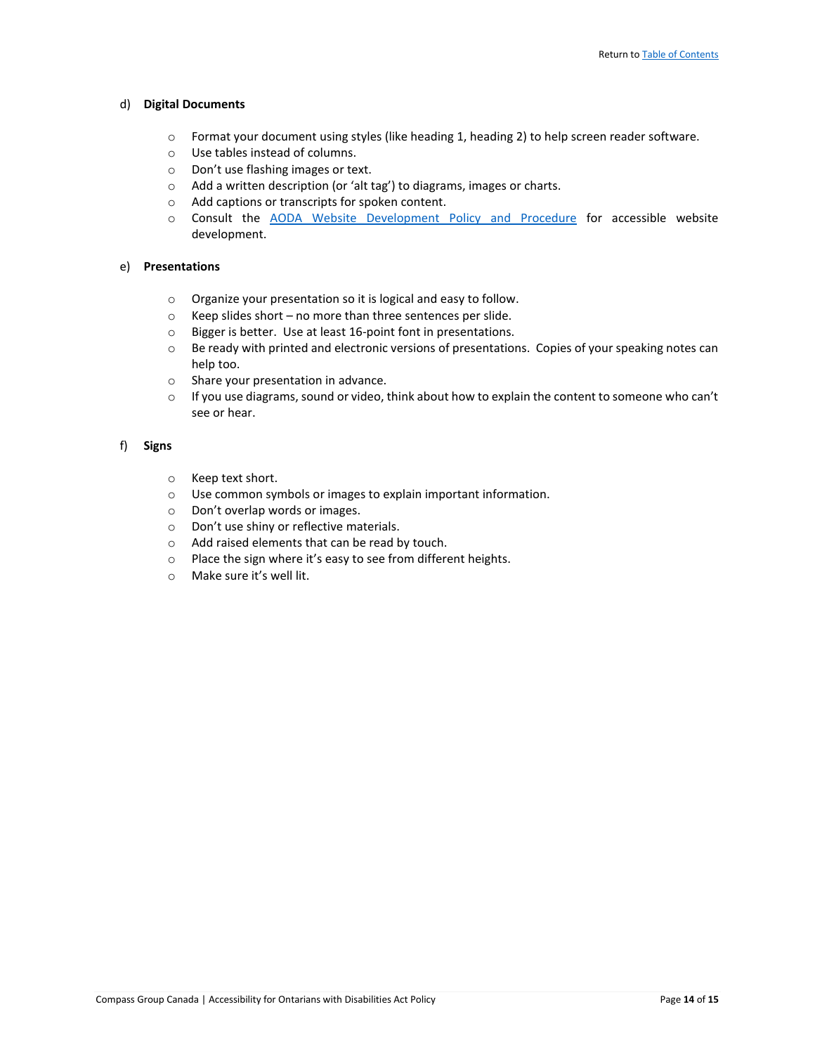d) **Digital Documents**

- Format your document using styles (like heading 1, heading 2) to help screen reader software.
- Use tables instead of columns.
- Don't use flashing images or text.
- Add a written description (or 'alt tag') to diagrams, images or charts.
- Add captions or transcripts for spoken content.
- Consult the [AODA Website Development Policy and Procedure]() for accessible website development.

e) **Presentations**

- Organize your presentation so it is logical and easy to follow.
- Keep slides short – no more than three sentences per slide.
- Bigger is better. Use at least 16-point font in presentations.
- Be ready with printed and electronic versions of presentations. Copies of your speaking notes can help too.
- Share your presentation in advance.
- If you use diagrams, sound or video, think about how to explain the content to someone who can't see or hear.

f) **Signs**

- Keep text short.
- Use common symbols or images to explain important information.
- Don't overlap words or images.
- Don't use shiny or reflective materials.
- Add raised elements that can be read by touch.
- Place the sign where it's easy to see from different heights.
- Make sure it's well lit.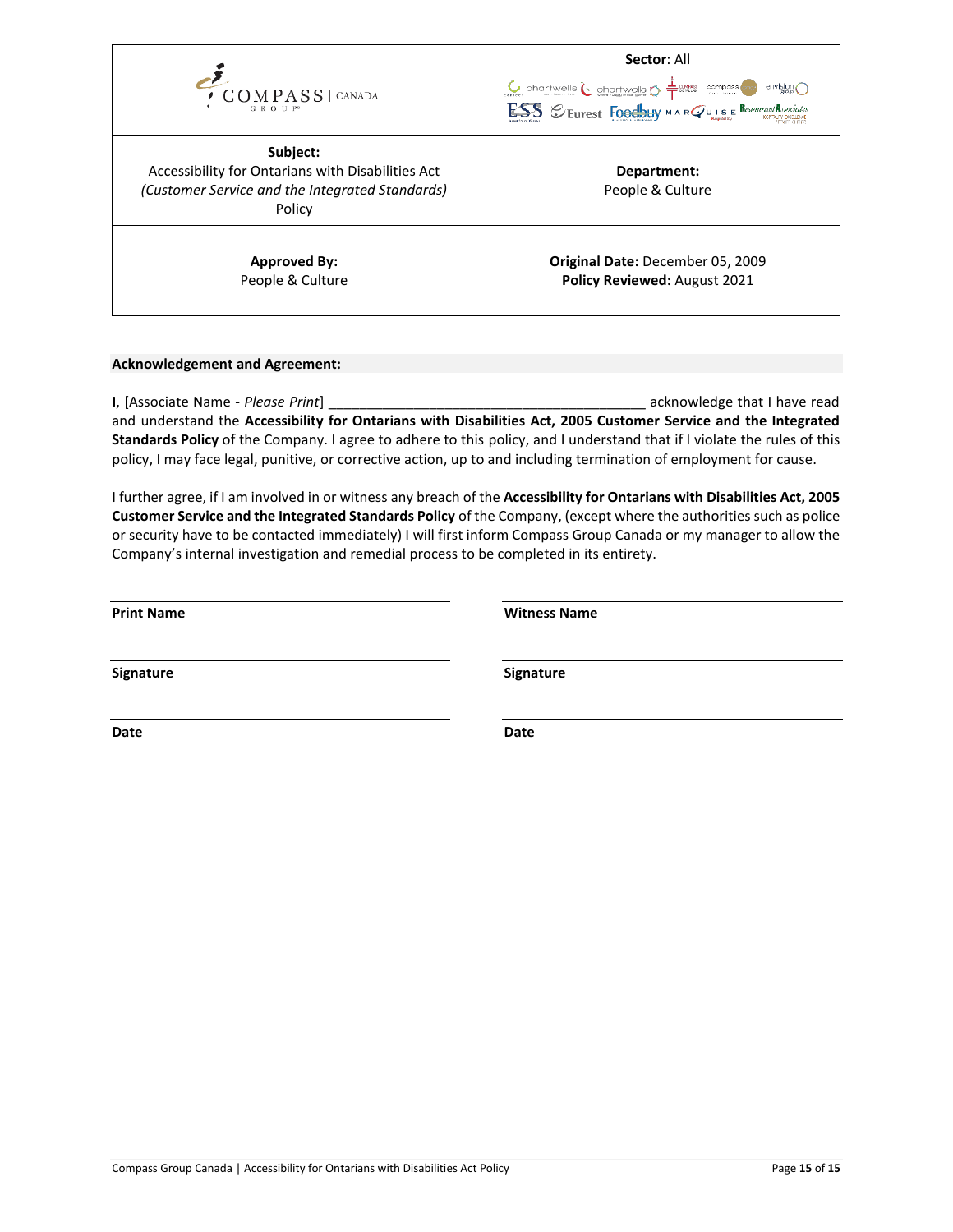| COMPASS GROUP \| CANADA | **Sector**: All |
|---|---|
| **Subject:** Accessibility for Ontarians with Disabilities Act *(Customer Service and the Integrated Standards)* Policy | **Department:** People & Culture |
| **Approved By:** People & Culture | **Original Date:** December 05, 2009 **Policy Reviewed:** August 2021 |

**Acknowledgement and Agreement:**

**I**, [Associate Name - *Please Print*] ________________________________________ acknowledge that I have read and understand the **Accessibility for Ontarians with Disabilities Act, 2005 Customer Service and the Integrated Standards Policy** of the Company. I agree to adhere to this policy, and I understand that if I violate the rules of this policy, I may face legal, punitive, or corrective action, up to and including termination of employment for cause.

I further agree, if I am involved in or witness any breach of the **Accessibility for Ontarians with Disabilities Act, 2005 Customer Service and the Integrated Standards Policy** of the Company, (except where the authorities such as police or security have to be contacted immediately) I will first inform Compass Group Canada or my manager to allow the Company's internal investigation and remedial process to be completed in its entirety.

| | |
|---|---|
| **Print Name** | **Witness Name** |
| **Signature** | **Signature** |
| **Date** | **Date** |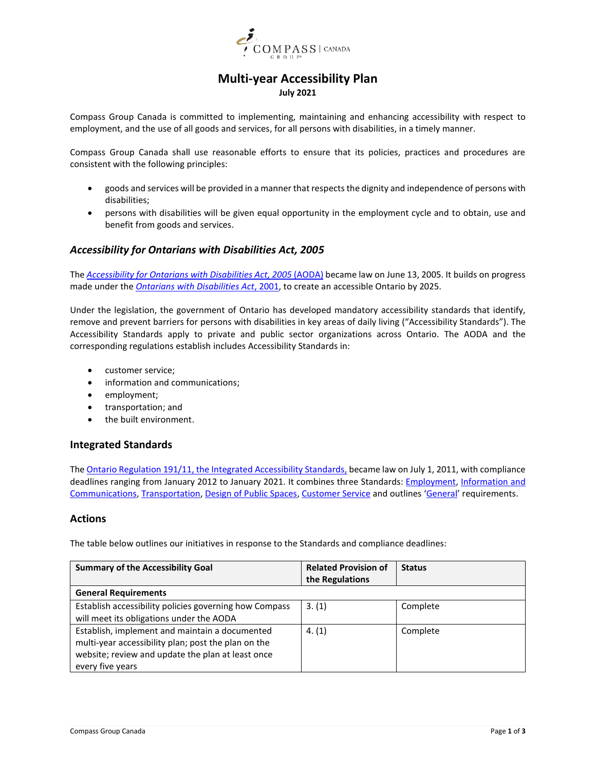# Multi-year Accessibility Plan

**July 2021**

Compass Group Canada is committed to implementing, maintaining and enhancing accessibility with respect to employment, and the use of all goods and services, for all persons with disabilities, in a timely manner.

Compass Group Canada shall use reasonable efforts to ensure that its policies, practices and procedures are consistent with the following principles:

- goods and services will be provided in a manner that respects the dignity and independence of persons with disabilities;
- persons with disabilities will be given equal opportunity in the employment cycle and to obtain, use and benefit from goods and services.

## *Accessibility for Ontarians with Disabilities Act, 2005*

The *Accessibility for Ontarians with Disabilities Act, 2005* (AODA) became law on June 13, 2005. It builds on progress made under the *Ontarians with Disabilities Act*, 2001, to create an accessible Ontario by 2025.

Under the legislation, the government of Ontario has developed mandatory accessibility standards that identify, remove and prevent barriers for persons with disabilities in key areas of daily living ("Accessibility Standards"). The Accessibility Standards apply to private and public sector organizations across Ontario. The AODA and the corresponding regulations establish includes Accessibility Standards in:

- customer service;
- information and communications;
- employment;
- transportation; and
- the built environment.

## Integrated Standards

The Ontario Regulation 191/11, the Integrated Accessibility Standards, became law on July 1, 2011, with compliance deadlines ranging from January 2012 to January 2021. It combines three Standards: Employment, Information and Communications, Transportation, Design of Public Spaces, Customer Service and outlines 'General' requirements.

## Actions

The table below outlines our initiatives in response to the Standards and compliance deadlines:

| Summary of the Accessibility Goal | Related Provision of the Regulations | Status |
|---|---|---|
| **General Requirements** | | |
| Establish accessibility policies governing how Compass will meet its obligations under the AODA | 3. (1) | Complete |
| Establish, implement and maintain a documented multi-year accessibility plan; post the plan on the website; review and update the plan at least once every five years | 4. (1) | Complete |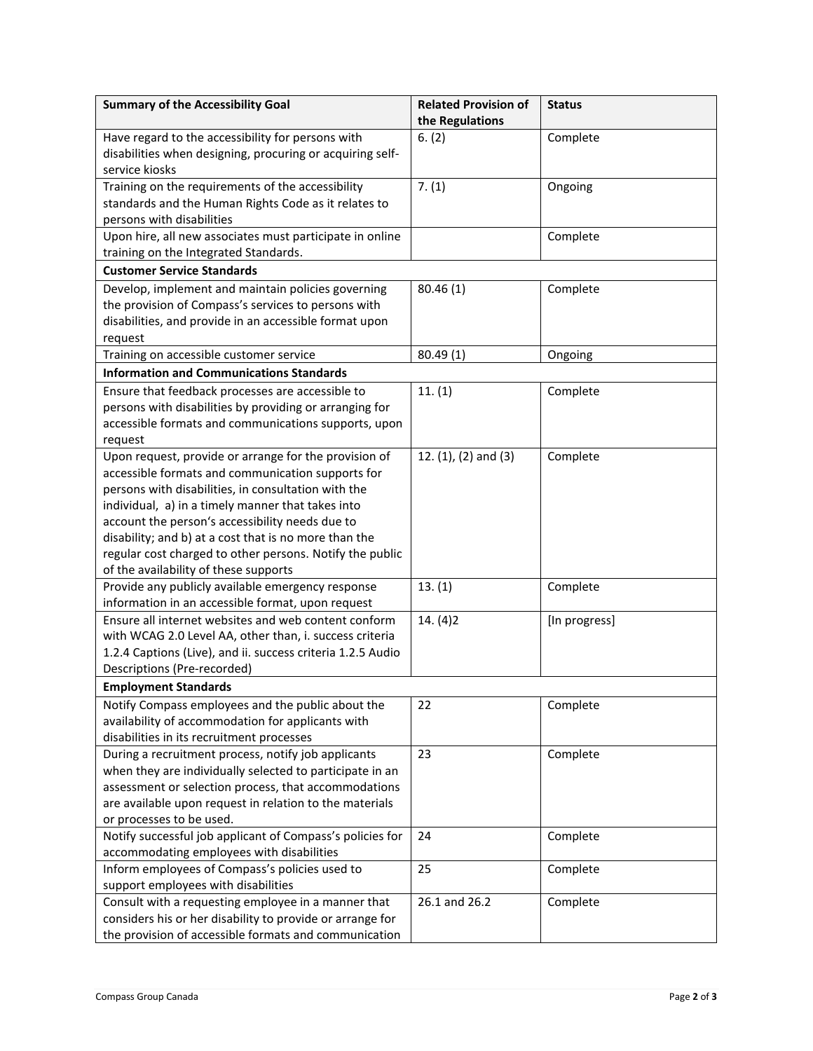| Summary of the Accessibility Goal | Related Provision of the Regulations | Status |
|---|---|---|
| Have regard to the accessibility for persons with disabilities when designing, procuring or acquiring self-service kiosks | 6. (2) | Complete |
| Training on the requirements of the accessibility standards and the Human Rights Code as it relates to persons with disabilities | 7. (1) | Ongoing |
| Upon hire, all new associates must participate in online training on the Integrated Standards. | | Complete |
| **Customer Service Standards** | | |
| Develop, implement and maintain policies governing the provision of Compass's services to persons with disabilities, and provide in an accessible format upon request | 80.46 (1) | Complete |
| Training on accessible customer service | 80.49 (1) | Ongoing |
| **Information and Communications Standards** | | |
| Ensure that feedback processes are accessible to persons with disabilities by providing or arranging for accessible formats and communications supports, upon request | 11. (1) | Complete |
| Upon request, provide or arrange for the provision of accessible formats and communication supports for persons with disabilities, in consultation with the individual, a) in a timely manner that takes into account the person's accessibility needs due to disability; and b) at a cost that is no more than the regular cost charged to other persons. Notify the public of the availability of these supports | 12. (1), (2) and (3) | Complete |
| Provide any publicly available emergency response information in an accessible format, upon request | 13. (1) | Complete |
| Ensure all internet websites and web content conform with WCAG 2.0 Level AA, other than, i. success criteria 1.2.4 Captions (Live), and ii. success criteria 1.2.5 Audio Descriptions (Pre-recorded) | 14. (4)2 | [In progress] |
| **Employment Standards** | | |
| Notify Compass employees and the public about the availability of accommodation for applicants with disabilities in its recruitment processes | 22 | Complete |
| During a recruitment process, notify job applicants when they are individually selected to participate in an assessment or selection process, that accommodations are available upon request in relation to the materials or processes to be used. | 23 | Complete |
| Notify successful job applicant of Compass's policies for accommodating employees with disabilities | 24 | Complete |
| Inform employees of Compass's policies used to support employees with disabilities | 25 | Complete |
| Consult with a requesting employee in a manner that considers his or her disability to provide or arrange for the provision of accessible formats and communication | 26.1 and 26.2 | Complete |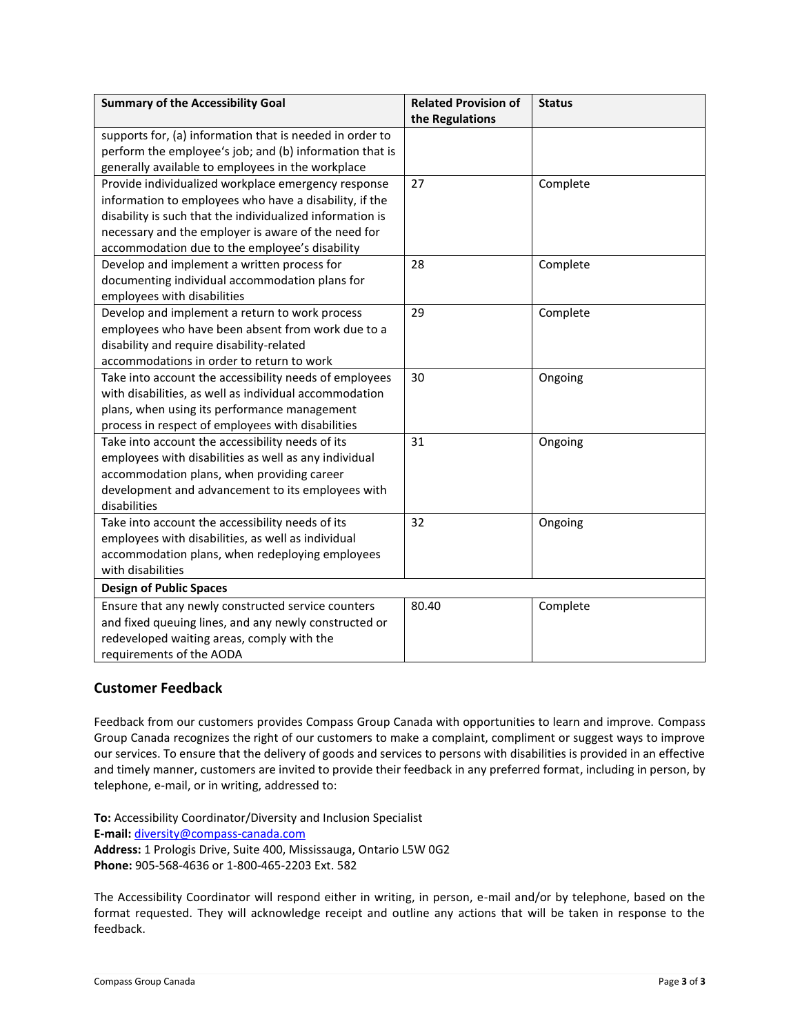| Summary of the Accessibility Goal | Related Provision of the Regulations | Status |
|---|---|---|
| supports for, (a) information that is needed in order to perform the employee's job; and (b) information that is generally available to employees in the workplace | | |
| Provide individualized workplace emergency response information to employees who have a disability, if the disability is such that the individualized information is necessary and the employer is aware of the need for accommodation due to the employee's disability | 27 | Complete |
| Develop and implement a written process for documenting individual accommodation plans for employees with disabilities | 28 | Complete |
| Develop and implement a return to work process employees who have been absent from work due to a disability and require disability-related accommodations in order to return to work | 29 | Complete |
| Take into account the accessibility needs of employees with disabilities, as well as individual accommodation plans, when using its performance management process in respect of employees with disabilities | 30 | Ongoing |
| Take into account the accessibility needs of its employees with disabilities as well as any individual accommodation plans, when providing career development and advancement to its employees with disabilities | 31 | Ongoing |
| Take into account the accessibility needs of its employees with disabilities, as well as individual accommodation plans, when redeploying employees with disabilities | 32 | Ongoing |
| **Design of Public Spaces** | | |
| Ensure that any newly constructed service counters and fixed queuing lines, and any newly constructed or redeveloped waiting areas, comply with the requirements of the AODA | 80.40 | Complete |

## Customer Feedback

Feedback from our customers provides Compass Group Canada with opportunities to learn and improve. Compass Group Canada recognizes the right of our customers to make a complaint, compliment or suggest ways to improve our services. To ensure that the delivery of goods and services to persons with disabilities is provided in an effective and timely manner, customers are invited to provide their feedback in any preferred format, including in person, by telephone, e-mail, or in writing, addressed to:

**To:** Accessibility Coordinator/Diversity and Inclusion Specialist
**E-mail:** diversity@compass-canada.com
**Address:** 1 Prologis Drive, Suite 400, Mississauga, Ontario L5W 0G2
**Phone:** 905-568-4636 or 1-800-465-2203 Ext. 582

The Accessibility Coordinator will respond either in writing, in person, e-mail and/or by telephone, based on the format requested. They will acknowledge receipt and outline any actions that will be taken in response to the feedback.